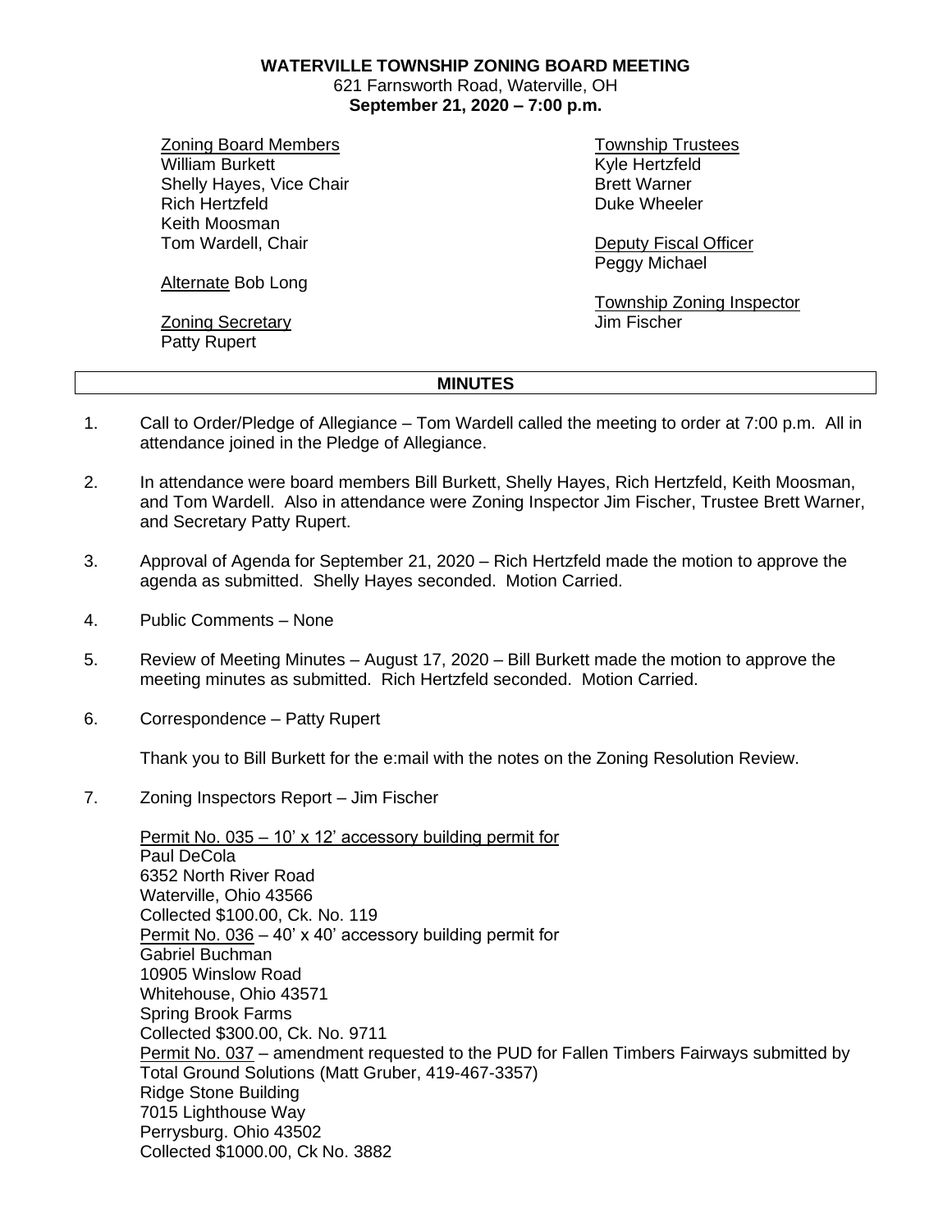**WATERVILLE TOWNSHIP ZONING BOARD MEETING**
621 Farnsworth Road, Waterville, OH
**September 21, 2020 – 7:00 p.m.**

Zoning Board Members
William Burkett
Shelly Hayes, Vice Chair
Rich Hertzfeld
Keith Moosman
Tom Wardell, Chair

Alternate Bob Long

Zoning Secretary
Patty Rupert

Township Trustees
Kyle Hertzfeld
Brett Warner
Duke Wheeler

Deputy Fiscal Officer
Peggy Michael

Township Zoning Inspector
Jim Fischer

**MINUTES**

1. Call to Order/Pledge of Allegiance – Tom Wardell called the meeting to order at 7:00 p.m. All in attendance joined in the Pledge of Allegiance.

2. In attendance were board members Bill Burkett, Shelly Hayes, Rich Hertzfeld, Keith Moosman, and Tom Wardell. Also in attendance were Zoning Inspector Jim Fischer, Trustee Brett Warner, and Secretary Patty Rupert.

3. Approval of Agenda for September 21, 2020 – Rich Hertzfeld made the motion to approve the agenda as submitted. Shelly Hayes seconded. Motion Carried.

4. Public Comments – None

5. Review of Meeting Minutes – August 17, 2020 – Bill Burkett made the motion to approve the meeting minutes as submitted. Rich Hertzfeld seconded. Motion Carried.

6. Correspondence – Patty Rupert

   Thank you to Bill Burkett for the e:mail with the notes on the Zoning Resolution Review.

7. Zoning Inspectors Report – Jim Fischer

   Permit No. 035 – 10' x 12' accessory building permit for
   Paul DeCola
   6352 North River Road
   Waterville, Ohio 43566
   Collected $100.00, Ck. No. 119
   Permit No. 036 – 40' x 40' accessory building permit for
   Gabriel Buchman
   10905 Winslow Road
   Whitehouse, Ohio 43571
   Spring Brook Farms
   Collected $300.00, Ck. No. 9711
   Permit No. 037 – amendment requested to the PUD for Fallen Timbers Fairways submitted by Total Ground Solutions (Matt Gruber, 419-467-3357)
   Ridge Stone Building
   7015 Lighthouse Way
   Perrysburg. Ohio 43502
   Collected $1000.00, Ck No. 3882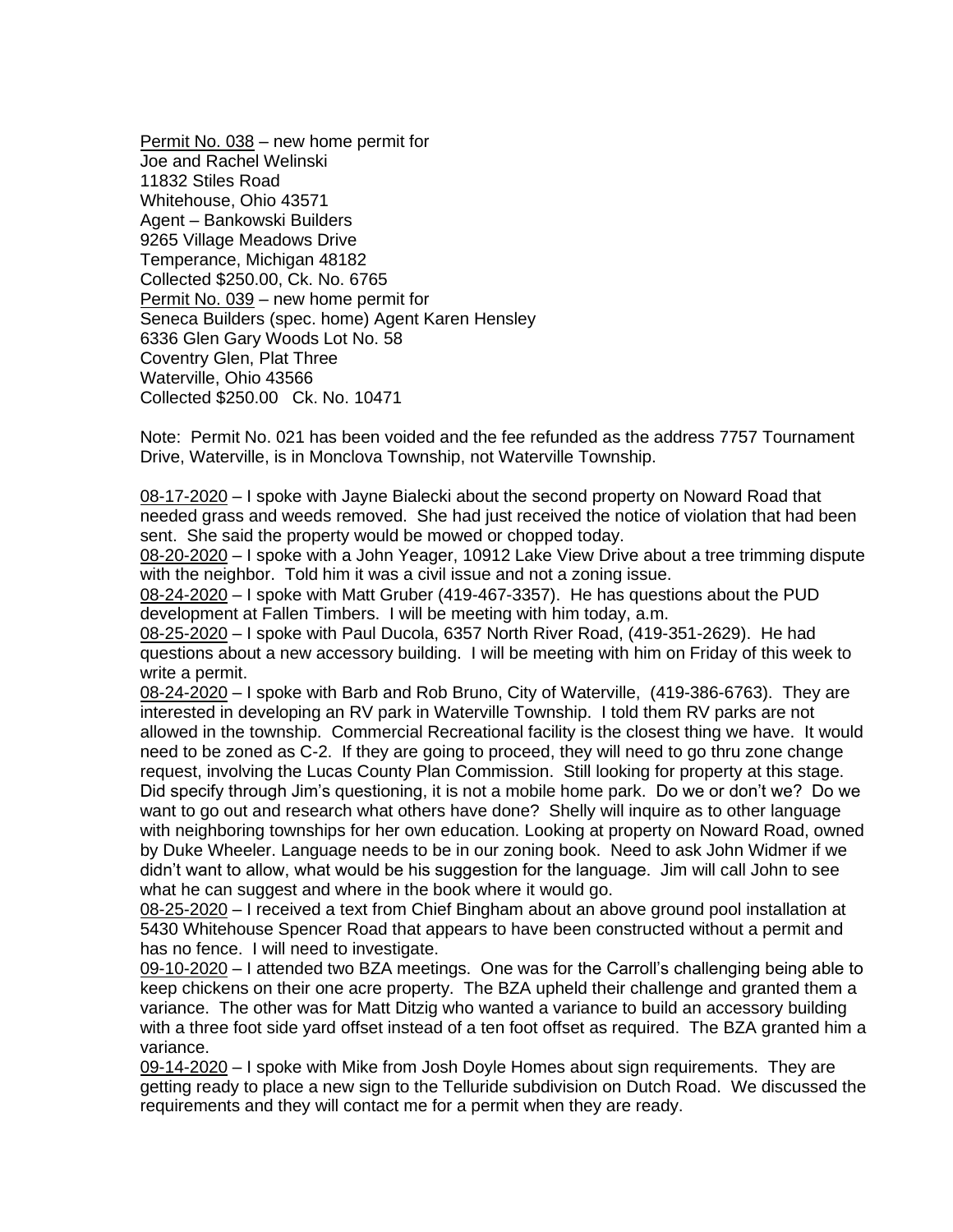<u>Permit No. 038</u> – new home permit for
Joe and Rachel Welinski
11832 Stiles Road
Whitehouse, Ohio 43571
Agent – Bankowski Builders
9265 Village Meadows Drive
Temperance, Michigan 48182
Collected $250.00, Ck. No. 6765
<u>Permit No. 039</u> – new home permit for
Seneca Builders (spec. home) Agent Karen Hensley
6336 Glen Gary Woods Lot No. 58
Coventry Glen, Plat Three
Waterville, Ohio 43566
Collected $250.00 Ck. No. 10471

Note: Permit No. 021 has been voided and the fee refunded as the address 7757 Tournament Drive, Waterville, is in Monclova Township, not Waterville Township.

<u>08-17-2020</u> – I spoke with Jayne Bialecki about the second property on Noward Road that needed grass and weeds removed. She had just received the notice of violation that had been sent. She said the property would be mowed or chopped today.
<u>08-20-2020</u> – I spoke with a John Yeager, 10912 Lake View Drive about a tree trimming dispute with the neighbor. Told him it was a civil issue and not a zoning issue.
<u>08-24-2020</u> – I spoke with Matt Gruber (419-467-3357). He has questions about the PUD development at Fallen Timbers. I will be meeting with him today, a.m.
<u>08-25-2020</u> – I spoke with Paul Ducola, 6357 North River Road, (419-351-2629). He had questions about a new accessory building. I will be meeting with him on Friday of this week to write a permit.
<u>08-24-2020</u> – I spoke with Barb and Rob Bruno, City of Waterville, (419-386-6763). They are interested in developing an RV park in Waterville Township. I told them RV parks are not allowed in the township. Commercial Recreational facility is the closest thing we have. It would need to be zoned as C-2. If they are going to proceed, they will need to go thru zone change request, involving the Lucas County Plan Commission. Still looking for property at this stage. Did specify through Jim's questioning, it is not a mobile home park. Do we or don't we? Do we want to go out and research what others have done? Shelly will inquire as to other language with neighboring townships for her own education. Looking at property on Noward Road, owned by Duke Wheeler. Language needs to be in our zoning book. Need to ask John Widmer if we didn't want to allow, what would be his suggestion for the language. Jim will call John to see what he can suggest and where in the book where it would go.
<u>08-25-2020</u> – I received a text from Chief Bingham about an above ground pool installation at 5430 Whitehouse Spencer Road that appears to have been constructed without a permit and has no fence. I will need to investigate.
<u>09-10-2020</u> – I attended two BZA meetings. One was for the Carroll's challenging being able to keep chickens on their one acre property. The BZA upheld their challenge and granted them a variance. The other was for Matt Ditzig who wanted a variance to build an accessory building with a three foot side yard offset instead of a ten foot offset as required. The BZA granted him a variance.
<u>09-14-2020</u> – I spoke with Mike from Josh Doyle Homes about sign requirements. They are getting ready to place a new sign to the Telluride subdivision on Dutch Road. We discussed the requirements and they will contact me for a permit when they are ready.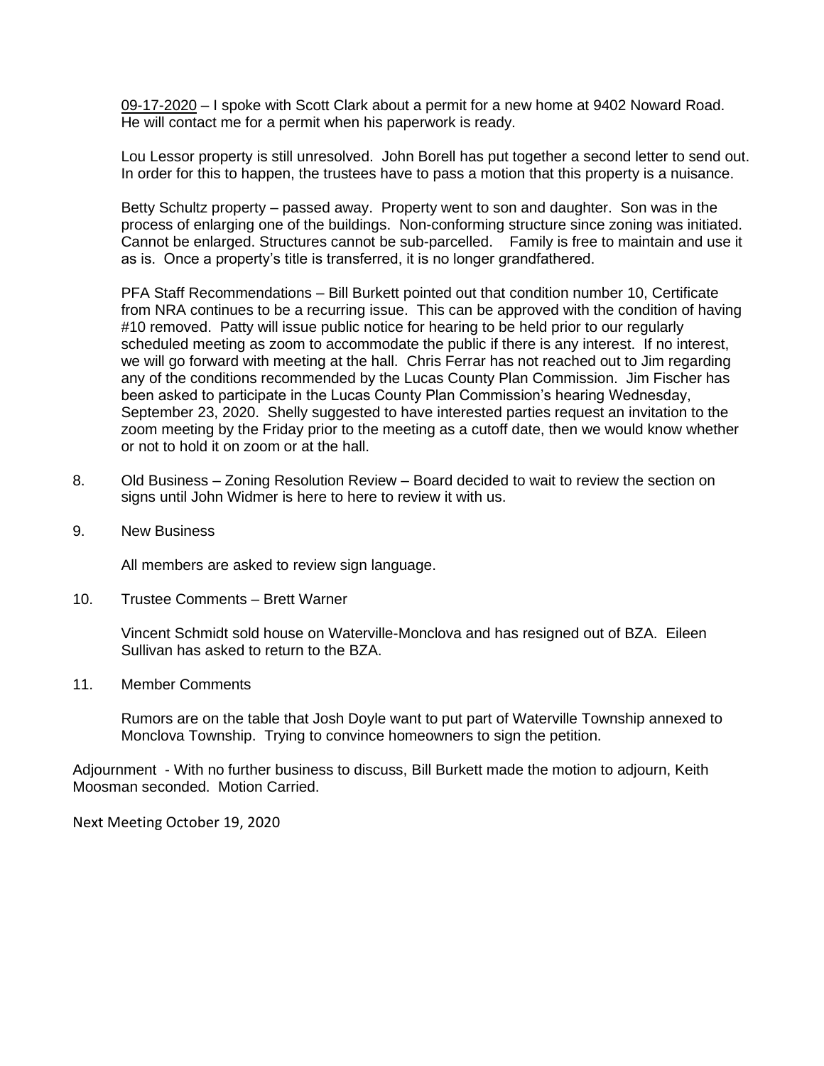09-17-2020 – I spoke with Scott Clark about a permit for a new home at 9402 Noward Road. He will contact me for a permit when his paperwork is ready.

Lou Lessor property is still unresolved. John Borell has put together a second letter to send out. In order for this to happen, the trustees have to pass a motion that this property is a nuisance.

Betty Schultz property – passed away. Property went to son and daughter. Son was in the process of enlarging one of the buildings. Non-conforming structure since zoning was initiated. Cannot be enlarged. Structures cannot be sub-parcelled. Family is free to maintain and use it as is. Once a property's title is transferred, it is no longer grandfathered.

PFA Staff Recommendations – Bill Burkett pointed out that condition number 10, Certificate from NRA continues to be a recurring issue. This can be approved with the condition of having #10 removed. Patty will issue public notice for hearing to be held prior to our regularly scheduled meeting as zoom to accommodate the public if there is any interest. If no interest, we will go forward with meeting at the hall. Chris Ferrar has not reached out to Jim regarding any of the conditions recommended by the Lucas County Plan Commission. Jim Fischer has been asked to participate in the Lucas County Plan Commission's hearing Wednesday, September 23, 2020. Shelly suggested to have interested parties request an invitation to the zoom meeting by the Friday prior to the meeting as a cutoff date, then we would know whether or not to hold it on zoom or at the hall.

8. Old Business – Zoning Resolution Review – Board decided to wait to review the section on signs until John Widmer is here to here to review it with us.

9. New Business

   All members are asked to review sign language.

10. Trustee Comments – Brett Warner

    Vincent Schmidt sold house on Waterville-Monclova and has resigned out of BZA. Eileen Sullivan has asked to return to the BZA.

11. Member Comments

    Rumors are on the table that Josh Doyle want to put part of Waterville Township annexed to Monclova Township. Trying to convince homeowners to sign the petition.

Adjournment - With no further business to discuss, Bill Burkett made the motion to adjourn, Keith Moosman seconded. Motion Carried.

Next Meeting October 19, 2020